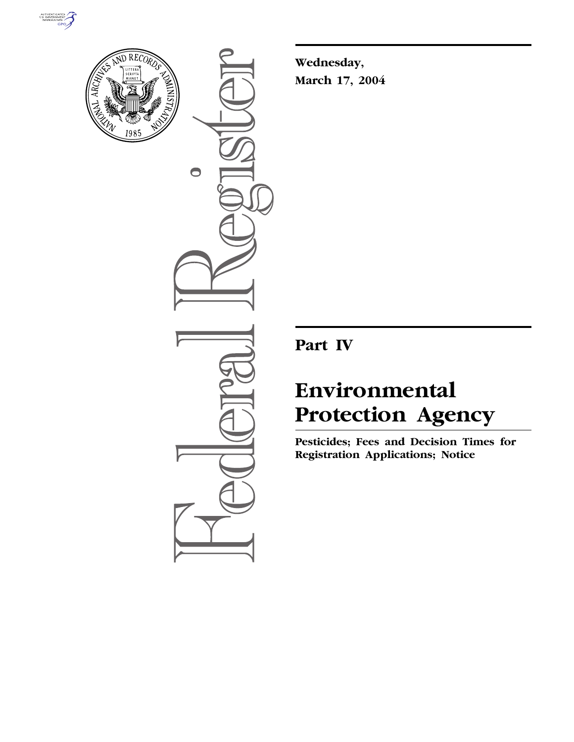Wednesday,

March 17, 2004

# Part IV

# Environmental Protection Agency

**Pesticides; Fees and Decision Times for Registration Applications; Notice**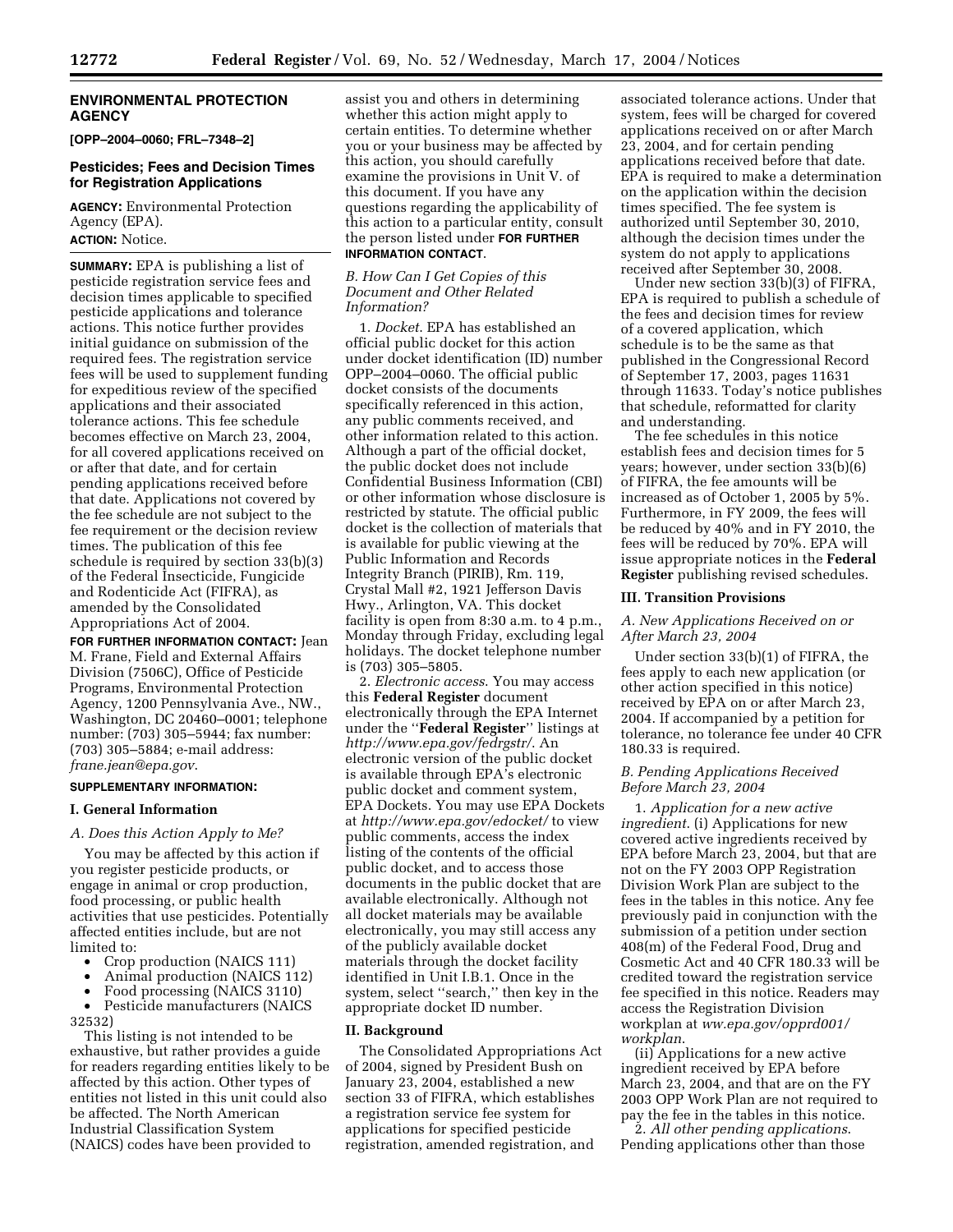## ENVIRONMENTAL PROTECTION AGENCY

**[OPP–2004–0060; FRL–7348–2]**

### Pesticides; Fees and Decision Times for Registration Applications

**AGENCY:** Environmental Protection Agency (EPA).

**ACTION:** Notice.

**SUMMARY:** EPA is publishing a list of pesticide registration service fees and decision times applicable to specified pesticide applications and tolerance actions. This notice further provides initial guidance on submission of the required fees. The registration service fees will be used to supplement funding for expeditious review of the specified applications and their associated tolerance actions. This fee schedule becomes effective on March 23, 2004, for all covered applications received on or after that date, and for certain pending applications received before that date. Applications not covered by the fee schedule are not subject to the fee requirement or the decision review times. The publication of this fee schedule is required by section 33(b)(3) of the Federal Insecticide, Fungicide and Rodenticide Act (FIFRA), as amended by the Consolidated Appropriations Act of 2004.

**FOR FURTHER INFORMATION CONTACT:** Jean M. Frane, Field and External Affairs Division (7506C), Office of Pesticide Programs, Environmental Protection Agency, 1200 Pennsylvania Ave., NW., Washington, DC 20460–0001; telephone number: (703) 305–5944; fax number: (703) 305–5884; e-mail address: *frane.jean@epa.gov*.

**SUPPLEMENTARY INFORMATION:**

### I. General Information

*A. Does this Action Apply to Me?*

You may be affected by this action if you register pesticide products, or engage in animal or crop production, food processing, or public health activities that use pesticides. Potentially affected entities include, but are not limited to:

- Crop production (NAICS 111)
- Animal production (NAICS 112)
- Food processing (NAICS 3110)
- Pesticide manufacturers (NAICS 32532)

This listing is not intended to be exhaustive, but rather provides a guide for readers regarding entities likely to be affected by this action. Other types of entities not listed in this unit could also be affected. The North American Industrial Classification System (NAICS) codes have been provided to assist you and others in determining whether this action might apply to certain entities. To determine whether you or your business may be affected by this action, you should carefully examine the provisions in Unit V. of this document. If you have any questions regarding the applicability of this action to a particular entity, consult the person listed under **FOR FURTHER INFORMATION CONTACT**.

*B. How Can I Get Copies of this Document and Other Related Information?*

1. *Docket*. EPA has established an official public docket for this action under docket identification (ID) number OPP–2004–0060. The official public docket consists of the documents specifically referenced in this action, any public comments received, and other information related to this action. Although a part of the official docket, the public docket does not include Confidential Business Information (CBI) or other information whose disclosure is restricted by statute. The official public docket is the collection of materials that is available for public viewing at the Public Information and Records Integrity Branch (PIRIB), Rm. 119, Crystal Mall #2, 1921 Jefferson Davis Hwy., Arlington, VA. This docket facility is open from 8:30 a.m. to 4 p.m., Monday through Friday, excluding legal holidays. The docket telephone number is (703) 305–5805.

2. *Electronic access*. You may access this **Federal Register** document electronically through the EPA Internet under the "**Federal Register**" listings at *http://www.epa.gov/fedrgstr/*. An electronic version of the public docket is available through EPA's electronic public docket and comment system, EPA Dockets. You may use EPA Dockets at *http://www.epa.gov/edocket/* to view public comments, access the index listing of the contents of the official public docket, and to access those documents in the public docket that are available electronically. Although not all docket materials may be available electronically, you may still access any of the publicly available docket materials through the docket facility identified in Unit I.B.1. Once in the system, select "search," then key in the appropriate docket ID number.

### II. Background

The Consolidated Appropriations Act of 2004, signed by President Bush on January 23, 2004, established a new section 33 of FIFRA, which establishes a registration service fee system for applications for specified pesticide registration, amended registration, and associated tolerance actions. Under that system, fees will be charged for covered applications received on or after March 23, 2004, and for certain pending applications received before that date. EPA is required to make a determination on the application within the decision times specified. The fee system is authorized until September 30, 2010, although the decision times under the system do not apply to applications received after September 30, 2008.

Under new section 33(b)(3) of FIFRA, EPA is required to publish a schedule of the fees and decision times for review of a covered application, which schedule is to be the same as that published in the Congressional Record of September 17, 2003, pages 11631 through 11633. Today's notice publishes that schedule, reformatted for clarity and understanding.

The fee schedules in this notice establish fees and decision times for 5 years; however, under section 33(b)(6) of FIFRA, the fee amounts will be increased as of October 1, 2005 by 5%. Furthermore, in FY 2009, the fees will be reduced by 40% and in FY 2010, the fees will be reduced by 70%. EPA will issue appropriate notices in the **Federal Register** publishing revised schedules.

### III. Transition Provisions

*A. New Applications Received on or After March 23, 2004*

Under section 33(b)(1) of FIFRA, the fees apply to each new application (or other action specified in this notice) received by EPA on or after March 23, 2004. If accompanied by a petition for tolerance, no tolerance fee under 40 CFR 180.33 is required.

*B. Pending Applications Received Before March 23, 2004*

1. *Application for a new active ingredient*. (i) Applications for new covered active ingredients received by EPA before March 23, 2004, but that are not on the FY 2003 OPP Registration Division Work Plan are subject to the fees in the tables in this notice. Any fee previously paid in conjunction with the submission of a petition under section 408(m) of the Federal Food, Drug and Cosmetic Act and 40 CFR 180.33 will be credited toward the registration service fee specified in this notice. Readers may access the Registration Division workplan at *ww.epa.gov/opprd001/workplan*.

(ii) Applications for a new active ingredient received by EPA before March 23, 2004, and that are on the FY 2003 OPP Work Plan are not required to pay the fee in the tables in this notice.

2. *All other pending applications*. Pending applications other than those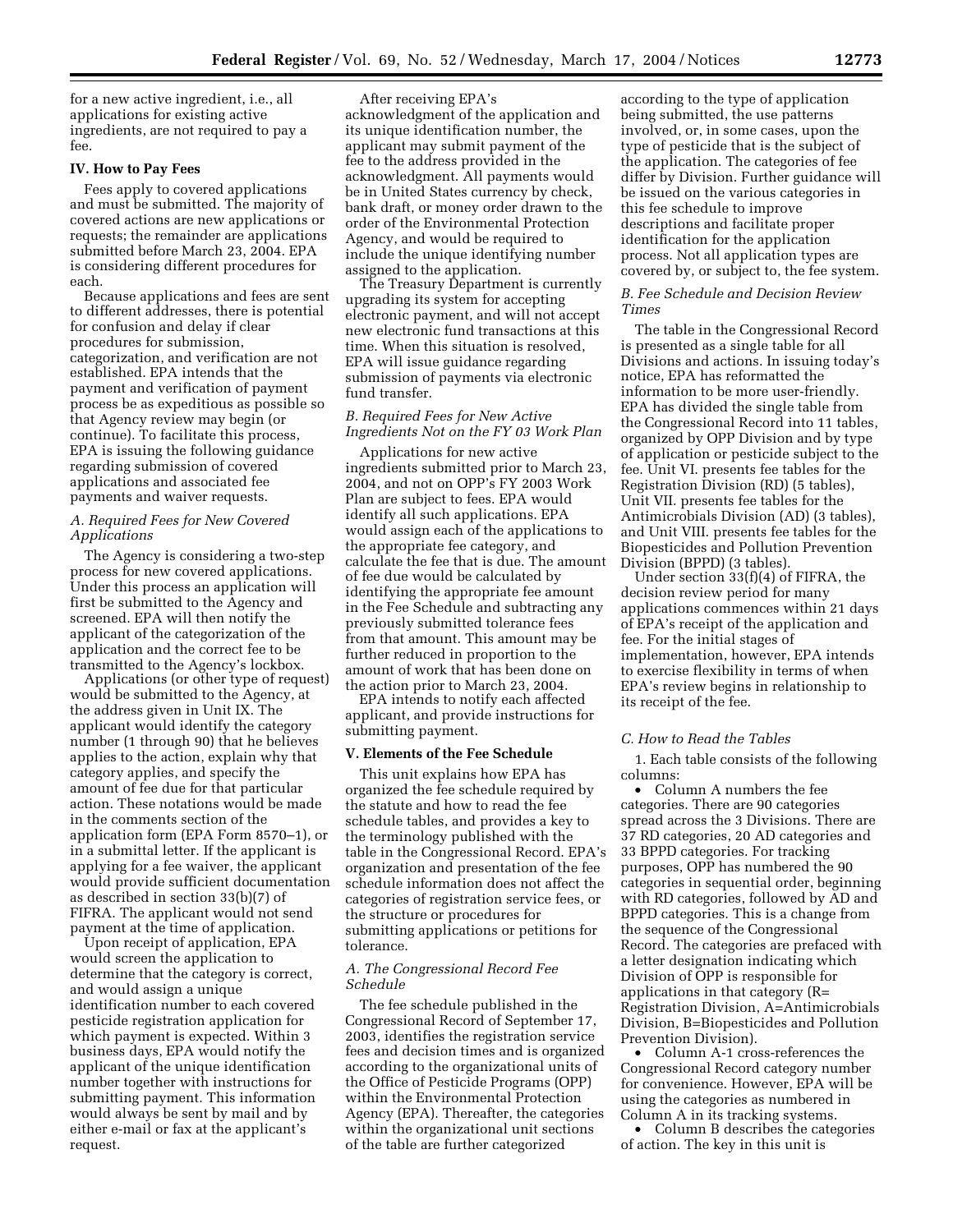for a new active ingredient, i.e., all applications for existing active ingredients, are not required to pay a fee.

## IV. How to Pay Fees

Fees apply to covered applications and must be submitted. The majority of covered actions are new applications or requests; the remainder are applications submitted before March 23, 2004. EPA is considering different procedures for each.

Because applications and fees are sent to different addresses, there is potential for confusion and delay if clear procedures for submission, categorization, and verification are not established. EPA intends that the payment and verification of payment process be as expeditious as possible so that Agency review may begin (or continue). To facilitate this process, EPA is issuing the following guidance regarding submission of covered applications and associated fee payments and waiver requests.

### *A. Required Fees for New Covered Applications*

The Agency is considering a two-step process for new covered applications. Under this process an application will first be submitted to the Agency and screened. EPA will then notify the applicant of the categorization of the application and the correct fee to be transmitted to the Agency's lockbox.

Applications (or other type of request) would be submitted to the Agency, at the address given in Unit IX. The applicant would identify the category number (1 through 90) that he believes applies to the action, explain why that category applies, and specify the amount of fee due for that particular action. These notations would be made in the comments section of the application form (EPA Form 8570–1), or in a submittal letter. If the applicant is applying for a fee waiver, the applicant would provide sufficient documentation as described in section 33(b)(7) of FIFRA. The applicant would not send payment at the time of application.

Upon receipt of application, EPA would screen the application to determine that the category is correct, and would assign a unique identification number to each covered pesticide registration application for which payment is expected. Within 3 business days, EPA would notify the applicant of the unique identification number together with instructions for submitting payment. This information would always be sent by mail and by either e-mail or fax at the applicant's request.

After receiving EPA's acknowledgment of the application and its unique identification number, the applicant may submit payment of the fee to the address provided in the acknowledgment. All payments would be in United States currency by check, bank draft, or money order drawn to the order of the Environmental Protection Agency, and would be required to include the unique identifying number assigned to the application.

The Treasury Department is currently upgrading its system for accepting electronic payment, and will not accept new electronic fund transactions at this time. When this situation is resolved, EPA will issue guidance regarding submission of payments via electronic fund transfer.

### *B. Required Fees for New Active Ingredients Not on the FY 03 Work Plan*

Applications for new active ingredients submitted prior to March 23, 2004, and not on OPP's FY 2003 Work Plan are subject to fees. EPA would identify all such applications. EPA would assign each of the applications to the appropriate fee category, and calculate the fee that is due. The amount of fee due would be calculated by identifying the appropriate fee amount in the Fee Schedule and subtracting any previously submitted tolerance fees from that amount. This amount may be further reduced in proportion to the amount of work that has been done on the action prior to March 23, 2004.

EPA intends to notify each affected applicant, and provide instructions for submitting payment.

## V. Elements of the Fee Schedule

This unit explains how EPA has organized the fee schedule required by the statute and how to read the fee schedule tables, and provides a key to the terminology published with the table in the Congressional Record. EPA's organization and presentation of the fee schedule information does not affect the categories of registration service fees, or the structure or procedures for submitting applications or petitions for tolerance.

### *A. The Congressional Record Fee Schedule*

The fee schedule published in the Congressional Record of September 17, 2003, identifies the registration service fees and decision times and is organized according to the organizational units of the Office of Pesticide Programs (OPP) within the Environmental Protection Agency (EPA). Thereafter, the categories within the organizational unit sections of the table are further categorized according to the type of application being submitted, the use patterns involved, or, in some cases, upon the type of pesticide that is the subject of the application. The categories of fee differ by Division. Further guidance will be issued on the various categories in this fee schedule to improve descriptions and facilitate proper identification for the application process. Not all application types are covered by, or subject to, the fee system.

### *B. Fee Schedule and Decision Review Times*

The table in the Congressional Record is presented as a single table for all Divisions and actions. In issuing today's notice, EPA has reformatted the information to be more user-friendly. EPA has divided the single table from the Congressional Record into 11 tables, organized by OPP Division and by type of application or pesticide subject to the fee. Unit VI. presents fee tables for the Registration Division (RD) (5 tables), Unit VII. presents fee tables for the Antimicrobials Division (AD) (3 tables), and Unit VIII. presents fee tables for the Biopesticides and Pollution Prevention Division (BPPD) (3 tables).

Under section 33(f)(4) of FIFRA, the decision review period for many applications commences within 21 days of EPA's receipt of the application and fee. For the initial stages of implementation, however, EPA intends to exercise flexibility in terms of when EPA's review begins in relationship to its receipt of the fee.

### *C. How to Read the Tables*

1. Each table consists of the following columns:

- Column A numbers the fee categories. There are 90 categories spread across the 3 Divisions. There are 37 RD categories, 20 AD categories and 33 BPPD categories. For tracking purposes, OPP has numbered the 90 categories in sequential order, beginning with RD categories, followed by AD and BPPD categories. This is a change from the sequence of the Congressional Record. The categories are prefaced with a letter designation indicating which Division of OPP is responsible for applications in that category (R= Registration Division, A=Antimicrobials Division, B=Biopesticides and Pollution Prevention Division).
- Column A-1 cross-references the Congressional Record category number for convenience. However, EPA will be using the categories as numbered in Column A in its tracking systems.
- Column B describes the categories of action. The key in this unit is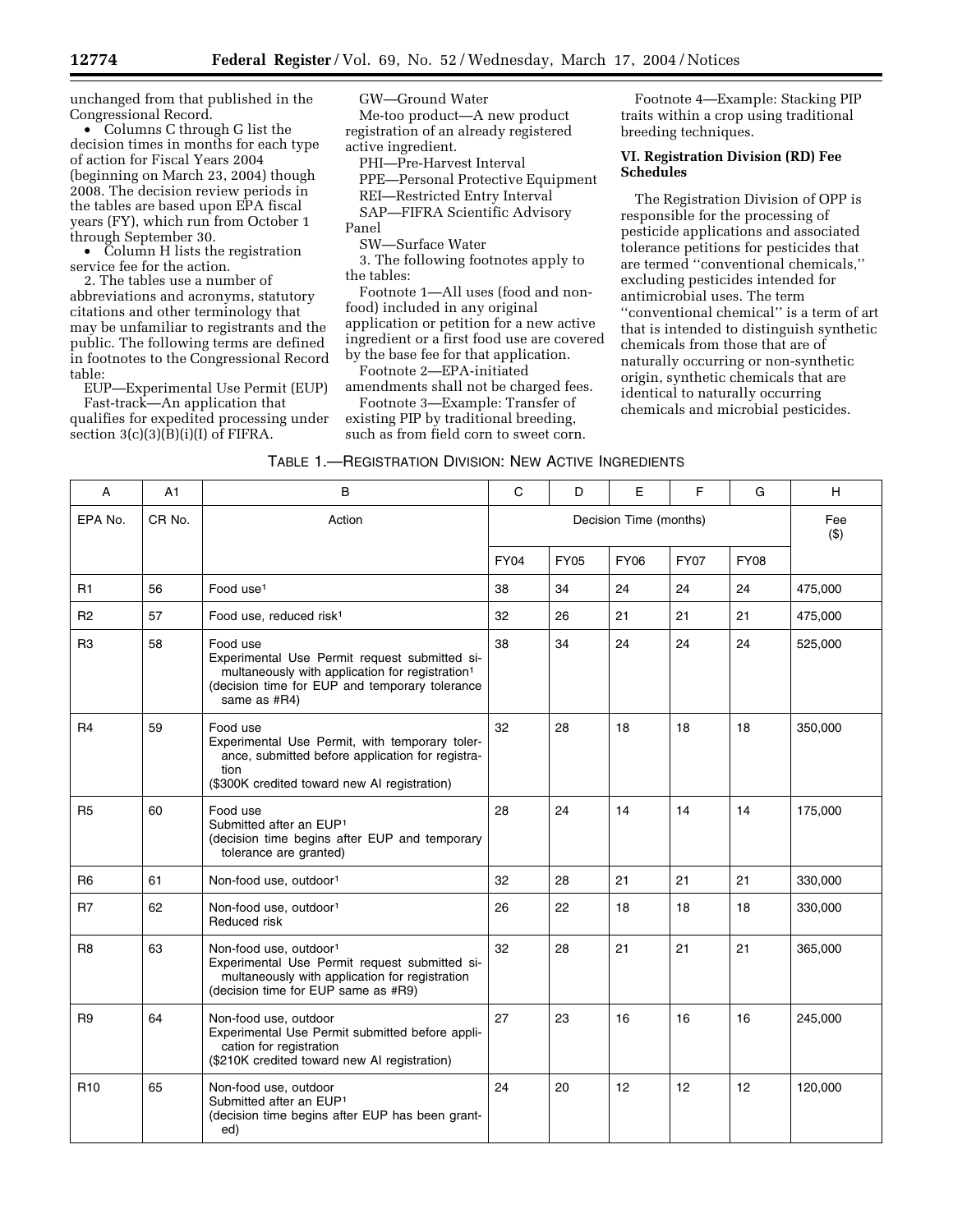unchanged from that published in the Congressional Record.

- Columns C through G list the decision times in months for each type of action for Fiscal Years 2004 (beginning on March 23, 2004) though 2008. The decision review periods in the tables are based upon EPA fiscal years (FY), which run from October 1 through September 30.
- Column H lists the registration service fee for the action.

2. The tables use a number of abbreviations and acronyms, statutory citations and other terminology that may be unfamiliar to registrants and the public. The following terms are defined in footnotes to the Congressional Record table:

EUP—Experimental Use Permit (EUP)

Fast-track—An application that qualifies for expedited processing under section 3(c)(3)(B)(i)(I) of FIFRA.

GW—Ground Water

Me-too product—A new product registration of an already registered active ingredient.

PHI—Pre-Harvest Interval

PPE—Personal Protective Equipment

REI—Restricted Entry Interval

SAP—FIFRA Scientific Advisory Panel

SW—Surface Water

3. The following footnotes apply to the tables:

Footnote 1—All uses (food and non-food) included in any original application or petition for a new active ingredient or a first food use are covered by the base fee for that application.

Footnote 2—EPA-initiated amendments shall not be charged fees.

Footnote 3—Example: Transfer of existing PIP by traditional breeding, such as from field corn to sweet corn.

Footnote 4—Example: Stacking PIP traits within a crop using traditional breeding techniques.

### VI. Registration Division (RD) Fee Schedules

The Registration Division of OPP is responsible for the processing of pesticide applications and associated tolerance petitions for pesticides that are termed ''conventional chemicals,'' excluding pesticides intended for antimicrobial uses. The term ''conventional chemical'' is a term of art that is intended to distinguish synthetic chemicals from those that are of naturally occurring or non-synthetic origin, synthetic chemicals that are identical to naturally occurring chemicals and microbial pesticides.

TABLE 1.—REGISTRATION DIVISION: NEW ACTIVE INGREDIENTS

| A | A1 | B | C | D | E | F | G | H |
|---|---|---|---|---|---|---|---|---|
| EPA No. | CR No. | Action | Decision Time (months) | | | | | Fee ($) |
| | | | FY04 | FY05 | FY06 | FY07 | FY08 | |
| R1 | 56 | Food use[1] | 38 | 34 | 24 | 24 | 24 | 475,000 |
| R2 | 57 | Food use, reduced risk[1] | 32 | 26 | 21 | 21 | 21 | 475,000 |
| R3 | 58 | Food use<br>Experimental Use Permit request submitted simultaneously with application for registration[1]<br>(decision time for EUP and temporary tolerance same as #R4) | 38 | 34 | 24 | 24 | 24 | 525,000 |
| R4 | 59 | Food use<br>Experimental Use Permit, with temporary tolerance, submitted before application for registration<br>($300K credited toward new AI registration) | 32 | 28 | 18 | 18 | 18 | 350,000 |
| R5 | 60 | Food use<br>Submitted after an EUP[1]<br>(decision time begins after EUP and temporary tolerance are granted) | 28 | 24 | 14 | 14 | 14 | 175,000 |
| R6 | 61 | Non-food use, outdoor[1] | 32 | 28 | 21 | 21 | 21 | 330,000 |
| R7 | 62 | Non-food use, outdoor[1]<br>Reduced risk | 26 | 22 | 18 | 18 | 18 | 330,000 |
| R8 | 63 | Non-food use, outdoor[1]<br>Experimental Use Permit request submitted simultaneously with application for registration<br>(decision time for EUP same as #R9) | 32 | 28 | 21 | 21 | 21 | 365,000 |
| R9 | 64 | Non-food use, outdoor<br>Experimental Use Permit submitted before application for registration<br>($210K credited toward new AI registration) | 27 | 23 | 16 | 16 | 16 | 245,000 |
| R10 | 65 | Non-food use, outdoor<br>Submitted after an EUP[1]<br>(decision time begins after EUP has been granted) | 24 | 20 | 12 | 12 | 12 | 120,000 |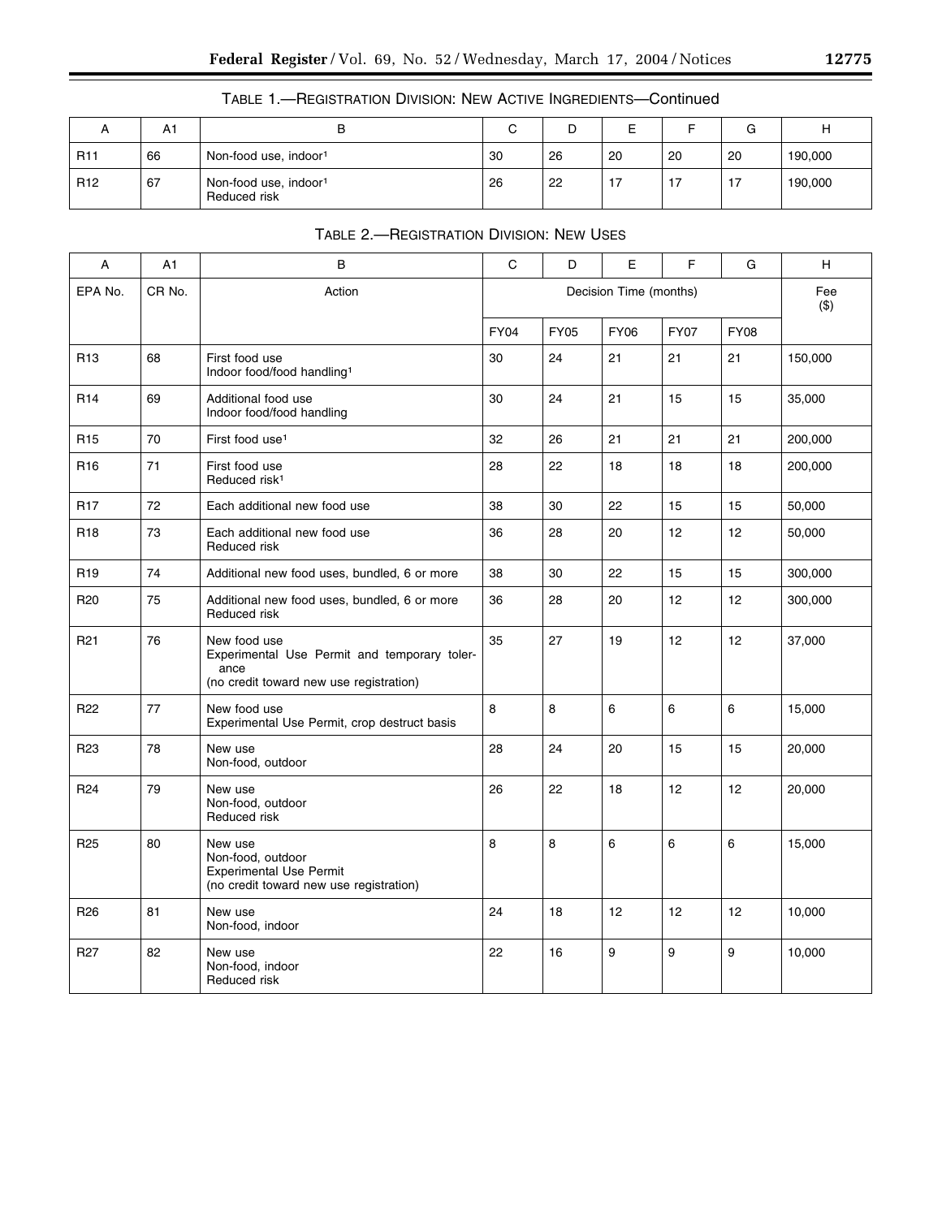TABLE 1.—REGISTRATION DIVISION: NEW ACTIVE INGREDIENTS—Continued

| A | A1 | B | C | D | E | F | G | H |
|---|---|---|---|---|---|---|---|---|
| R11 | 66 | Non-food use, indoor[1] | 30 | 26 | 20 | 20 | 20 | 190,000 |
| R12 | 67 | Non-food use, indoor[1] Reduced risk | 26 | 22 | 17 | 17 | 17 | 190,000 |

TABLE 2.—REGISTRATION DIVISION: NEW USES

| A | A1 | B | C | D | E | F | G | H |
|---|---|---|---|---|---|---|---|---|
| EPA No. | CR No. | Action | Decision Time (months) | | | | | Fee ($) |
| | | | FY04 | FY05 | FY06 | FY07 | FY08 | |
| R13 | 68 | First food use Indoor food/food handling[1] | 30 | 24 | 21 | 21 | 21 | 150,000 |
| R14 | 69 | Additional food use Indoor food/food handling | 30 | 24 | 21 | 15 | 15 | 35,000 |
| R15 | 70 | First food use[1] | 32 | 26 | 21 | 21 | 21 | 200,000 |
| R16 | 71 | First food use Reduced risk[1] | 28 | 22 | 18 | 18 | 18 | 200,000 |
| R17 | 72 | Each additional new food use | 38 | 30 | 22 | 15 | 15 | 50,000 |
| R18 | 73 | Each additional new food use Reduced risk | 36 | 28 | 20 | 12 | 12 | 50,000 |
| R19 | 74 | Additional new food uses, bundled, 6 or more | 38 | 30 | 22 | 15 | 15 | 300,000 |
| R20 | 75 | Additional new food uses, bundled, 6 or more Reduced risk | 36 | 28 | 20 | 12 | 12 | 300,000 |
| R21 | 76 | New food use Experimental Use Permit and temporary tolerance (no credit toward new use registration) | 35 | 27 | 19 | 12 | 12 | 37,000 |
| R22 | 77 | New food use Experimental Use Permit, crop destruct basis | 8 | 8 | 6 | 6 | 6 | 15,000 |
| R23 | 78 | New use Non-food, outdoor | 28 | 24 | 20 | 15 | 15 | 20,000 |
| R24 | 79 | New use Non-food, outdoor Reduced risk | 26 | 22 | 18 | 12 | 12 | 20,000 |
| R25 | 80 | New use Non-food, outdoor Experimental Use Permit (no credit toward new use registration) | 8 | 8 | 6 | 6 | 6 | 15,000 |
| R26 | 81 | New use Non-food, indoor | 24 | 18 | 12 | 12 | 12 | 10,000 |
| R27 | 82 | New use Non-food, indoor Reduced risk | 22 | 16 | 9 | 9 | 9 | 10,000 |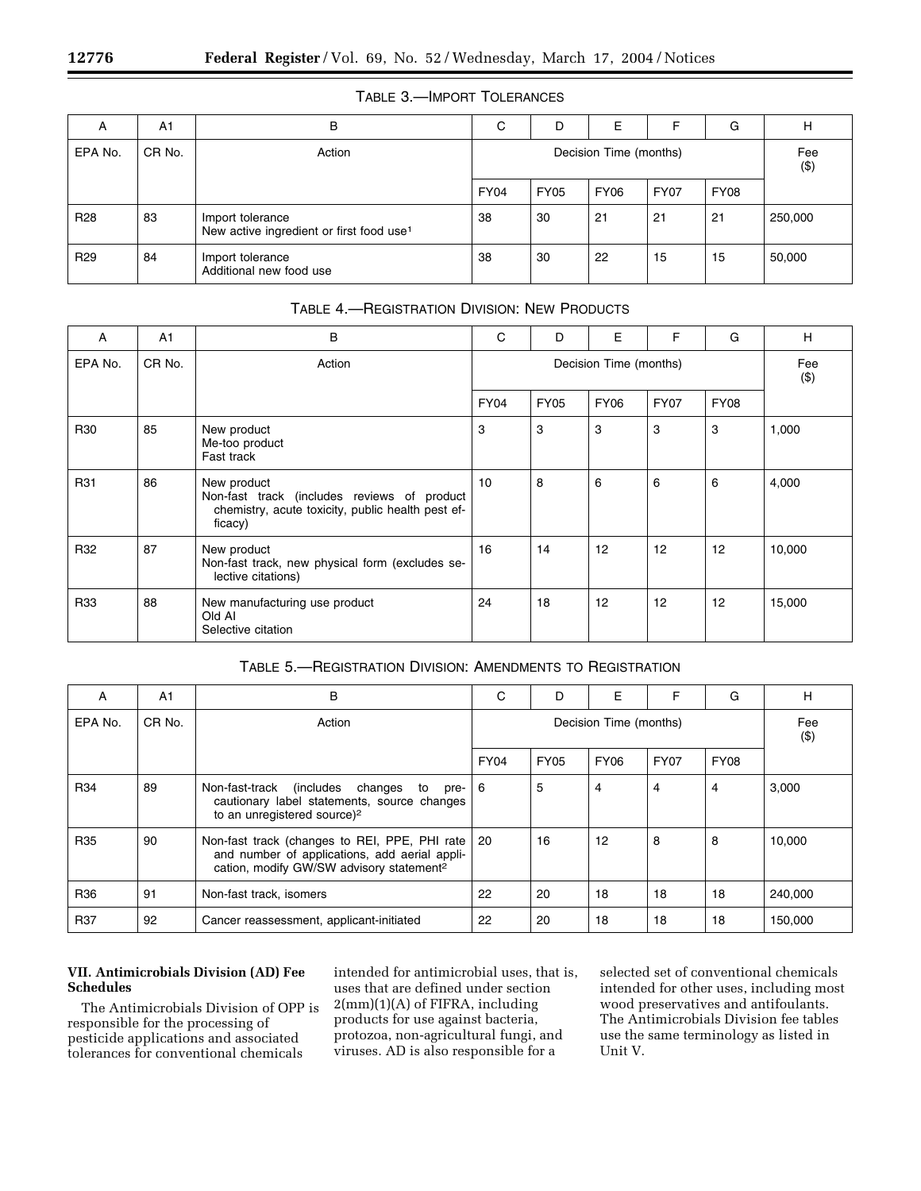TABLE 3.—IMPORT TOLERANCES

| A | A1 | B | C | D | E | F | G | H |
|---|---|---|---|---|---|---|---|---|
| EPA No. | CR No. | Action | Decision Time (months) | | | | | Fee ($) |
| | | | FY04 | FY05 | FY06 | FY07 | FY08 | |
| R28 | 83 | Import tolerance New active ingredient or first food use[1] | 38 | 30 | 21 | 21 | 21 | 250,000 |
| R29 | 84 | Import tolerance Additional new food use | 38 | 30 | 22 | 15 | 15 | 50,000 |

TABLE 4.—REGISTRATION DIVISION: NEW PRODUCTS

| A | A1 | B | C | D | E | F | G | H |
|---|---|---|---|---|---|---|---|---|
| EPA No. | CR No. | Action | Decision Time (months) | | | | | Fee ($) |
| | | | FY04 | FY05 | FY06 | FY07 | FY08 | |
| R30 | 85 | New product Me-too product Fast track | 3 | 3 | 3 | 3 | 3 | 1,000 |
| R31 | 86 | New product Non-fast track (includes reviews of product chemistry, acute toxicity, public health pest efficacy) | 10 | 8 | 6 | 6 | 6 | 4,000 |
| R32 | 87 | New product Non-fast track, new physical form (excludes selective citations) | 16 | 14 | 12 | 12 | 12 | 10,000 |
| R33 | 88 | New manufacturing use product Old AI Selective citation | 24 | 18 | 12 | 12 | 12 | 15,000 |

TABLE 5.—REGISTRATION DIVISION: AMENDMENTS TO REGISTRATION

| A | A1 | B | C | D | E | F | G | H |
|---|---|---|---|---|---|---|---|---|
| EPA No. | CR No. | Action | Decision Time (months) | | | | | Fee ($) |
| | | | FY04 | FY05 | FY06 | FY07 | FY08 | |
| R34 | 89 | Non-fast-track (includes changes to precautionary label statements, source changes to an unregistered source)[2] | 6 | 5 | 4 | 4 | 4 | 3,000 |
| R35 | 90 | Non-fast track (changes to REI, PPE, PHI rate and number of applications, add aerial application, modify GW/SW advisory statement[2] | 20 | 16 | 12 | 8 | 8 | 10,000 |
| R36 | 91 | Non-fast track, isomers | 22 | 20 | 18 | 18 | 18 | 240,000 |
| R37 | 92 | Cancer reassessment, applicant-initiated | 22 | 20 | 18 | 18 | 18 | 150,000 |

## VII. Antimicrobials Division (AD) Fee Schedules

The Antimicrobials Division of OPP is responsible for the processing of pesticide applications and associated tolerances for conventional chemicals intended for antimicrobial uses, that is, uses that are defined under section 2(mm)(1)(A) of FIFRA, including products for use against bacteria, protozoa, non-agricultural fungi, and viruses. AD is also responsible for a selected set of conventional chemicals intended for other uses, including most wood preservatives and antifoulants. The Antimicrobials Division fee tables use the same terminology as listed in Unit V.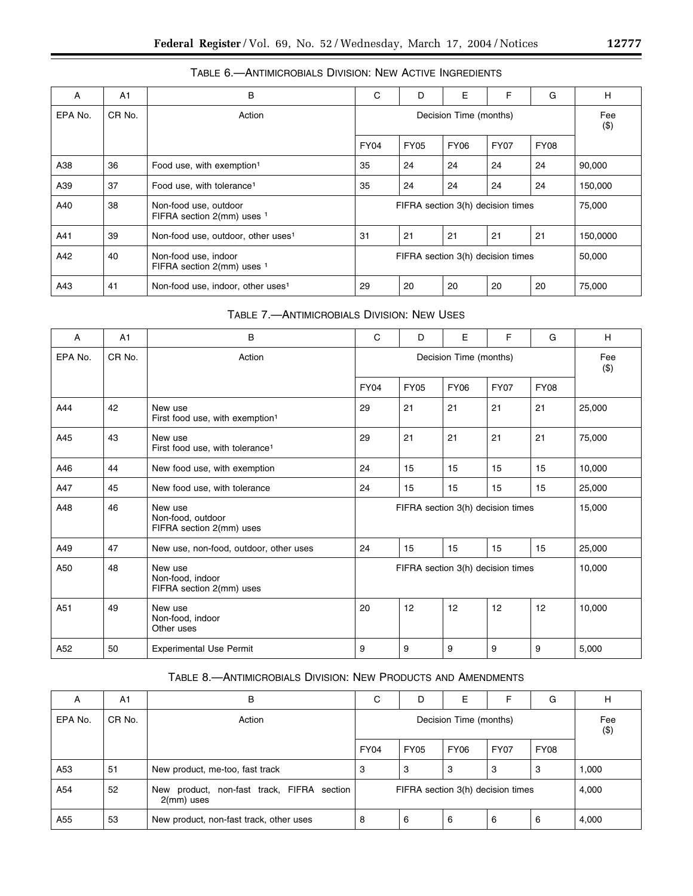TABLE 6.—ANTIMICROBIALS DIVISION: NEW ACTIVE INGREDIENTS

| A | A1 | B | C | D | E | F | G | H |
|---|---|---|---|---|---|---|---|---|
| EPA No. | CR No. | Action | Decision Time (months) | | | | | Fee ($) |
| | | | FY04 | FY05 | FY06 | FY07 | FY08 | |
| A38 | 36 | Food use, with exemption[1] | 35 | 24 | 24 | 24 | 24 | 90,000 |
| A39 | 37 | Food use, with tolerance[1] | 35 | 24 | 24 | 24 | 24 | 150,000 |
| A40 | 38 | Non-food use, outdoor FIFRA section 2(mm) uses [1] | FIFRA section 3(h) decision times | | | | | 75,000 |
| A41 | 39 | Non-food use, outdoor, other uses[1] | 31 | 21 | 21 | 21 | 21 | 150,0000 |
| A42 | 40 | Non-food use, indoor FIFRA section 2(mm) uses [1] | FIFRA section 3(h) decision times | | | | | 50,000 |
| A43 | 41 | Non-food use, indoor, other uses[1] | 29 | 20 | 20 | 20 | 20 | 75,000 |

TABLE 7.—ANTIMICROBIALS DIVISION: NEW USES

| A | A1 | B | C | D | E | F | G | H |
|---|---|---|---|---|---|---|---|---|
| EPA No. | CR No. | Action | Decision Time (months) | | | | | Fee ($) |
| | | | FY04 | FY05 | FY06 | FY07 | FY08 | |
| A44 | 42 | New use First food use, with exemption[1] | 29 | 21 | 21 | 21 | 21 | 25,000 |
| A45 | 43 | New use First food use, with tolerance[1] | 29 | 21 | 21 | 21 | 21 | 75,000 |
| A46 | 44 | New food use, with exemption | 24 | 15 | 15 | 15 | 15 | 10,000 |
| A47 | 45 | New food use, with tolerance | 24 | 15 | 15 | 15 | 15 | 25,000 |
| A48 | 46 | New use Non-food, outdoor FIFRA section 2(mm) uses | FIFRA section 3(h) decision times | | | | | 15,000 |
| A49 | 47 | New use, non-food, outdoor, other uses | 24 | 15 | 15 | 15 | 15 | 25,000 |
| A50 | 48 | New use Non-food, indoor FIFRA section 2(mm) uses | FIFRA section 3(h) decision times | | | | | 10,000 |
| A51 | 49 | New use Non-food, indoor Other uses | 20 | 12 | 12 | 12 | 12 | 10,000 |
| A52 | 50 | Experimental Use Permit | 9 | 9 | 9 | 9 | 9 | 5,000 |

TABLE 8.—ANTIMICROBIALS DIVISION: NEW PRODUCTS AND AMENDMENTS

| A | A1 | B | C | D | E | F | G | H |
|---|---|---|---|---|---|---|---|---|
| EPA No. | CR No. | Action | Decision Time (months) | | | | | Fee ($) |
| | | | FY04 | FY05 | FY06 | FY07 | FY08 | |
| A53 | 51 | New product, me-too, fast track | 3 | 3 | 3 | 3 | 3 | 1,000 |
| A54 | 52 | New product, non-fast track, FIFRA section 2(mm) uses | FIFRA section 3(h) decision times | | | | | 4,000 |
| A55 | 53 | New product, non-fast track, other uses | 8 | 6 | 6 | 6 | 6 | 4,000 |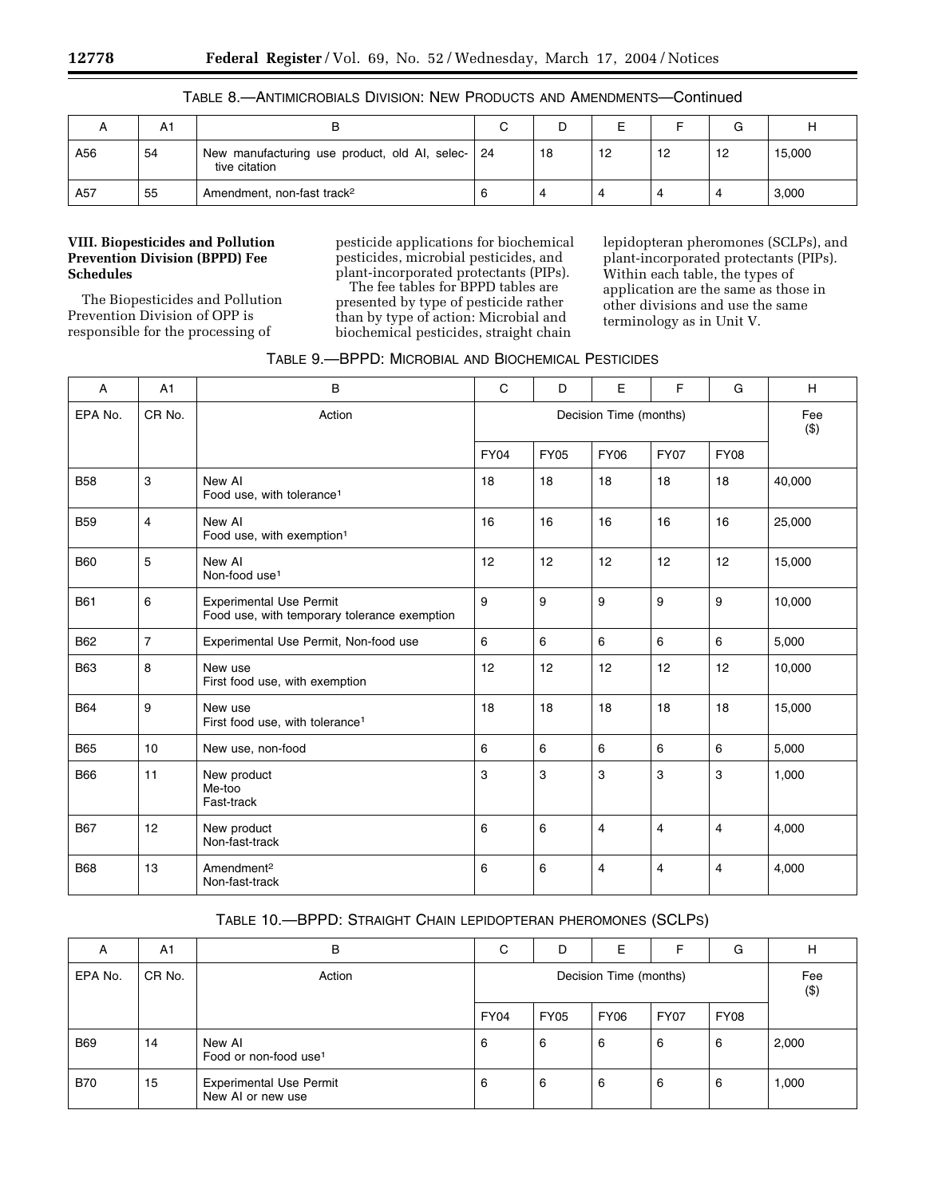TABLE 8.—ANTIMICROBIALS DIVISION: NEW PRODUCTS AND AMENDMENTS—Continued

| A | A1 | B | C | D | E | F | G | H |
|---|---|---|---|---|---|---|---|---|
| A56 | 54 | New manufacturing use product, old AI, selective citation | 24 | 18 | 12 | 12 | 12 | 15,000 |
| A57 | 55 | Amendment, non-fast track[2] | 6 | 4 | 4 | 4 | 4 | 3,000 |

**VIII. Biopesticides and Pollution Prevention Division (BPPD) Fee Schedules**

The Biopesticides and Pollution Prevention Division of OPP is responsible for the processing of pesticide applications for biochemical pesticides, microbial pesticides, and plant-incorporated protectants (PIPs).

The fee tables for BPPD tables are presented by type of pesticide rather than by type of action: Microbial and biochemical pesticides, straight chain lepidopteran pheromones (SCLPs), and plant-incorporated protectants (PIPs). Within each table, the types of application are the same as those in other divisions and use the same terminology as in Unit V.

TABLE 9.—BPPD: MICROBIAL AND BIOCHEMICAL PESTICIDES

| A | A1 | B | C | D | E | F | G | H |
|---|---|---|---|---|---|---|---|---|
| EPA No. | CR No. | Action | Decision Time (months) | | | | | Fee ($) |
| | | | FY04 | FY05 | FY06 | FY07 | FY08 | |
| B58 | 3 | New AI<br>Food use, with tolerance[1] | 18 | 18 | 18 | 18 | 18 | 40,000 |
| B59 | 4 | New AI<br>Food use, with exemption[1] | 16 | 16 | 16 | 16 | 16 | 25,000 |
| B60 | 5 | New AI<br>Non-food use[1] | 12 | 12 | 12 | 12 | 12 | 15,000 |
| B61 | 6 | Experimental Use Permit<br>Food use, with temporary tolerance exemption | 9 | 9 | 9 | 9 | 9 | 10,000 |
| B62 | 7 | Experimental Use Permit, Non-food use | 6 | 6 | 6 | 6 | 6 | 5,000 |
| B63 | 8 | New use<br>First food use, with exemption | 12 | 12 | 12 | 12 | 12 | 10,000 |
| B64 | 9 | New use<br>First food use, with tolerance[1] | 18 | 18 | 18 | 18 | 18 | 15,000 |
| B65 | 10 | New use, non-food | 6 | 6 | 6 | 6 | 6 | 5,000 |
| B66 | 11 | New product<br>Me-too<br>Fast-track | 3 | 3 | 3 | 3 | 3 | 1,000 |
| B67 | 12 | New product<br>Non-fast-track | 6 | 6 | 4 | 4 | 4 | 4,000 |
| B68 | 13 | Amendment[2]<br>Non-fast-track | 6 | 6 | 4 | 4 | 4 | 4,000 |

TABLE 10.—BPPD: STRAIGHT CHAIN LEPIDOPTERAN PHEROMONES (SCLPS)

| A | A1 | B | C | D | E | F | G | H |
|---|---|---|---|---|---|---|---|---|
| EPA No. | CR No. | Action | Decision Time (months) | | | | | Fee ($) |
| | | | FY04 | FY05 | FY06 | FY07 | FY08 | |
| B69 | 14 | New AI<br>Food or non-food use[1] | 6 | 6 | 6 | 6 | 6 | 2,000 |
| B70 | 15 | Experimental Use Permit<br>New AI or new use | 6 | 6 | 6 | 6 | 6 | 1,000 |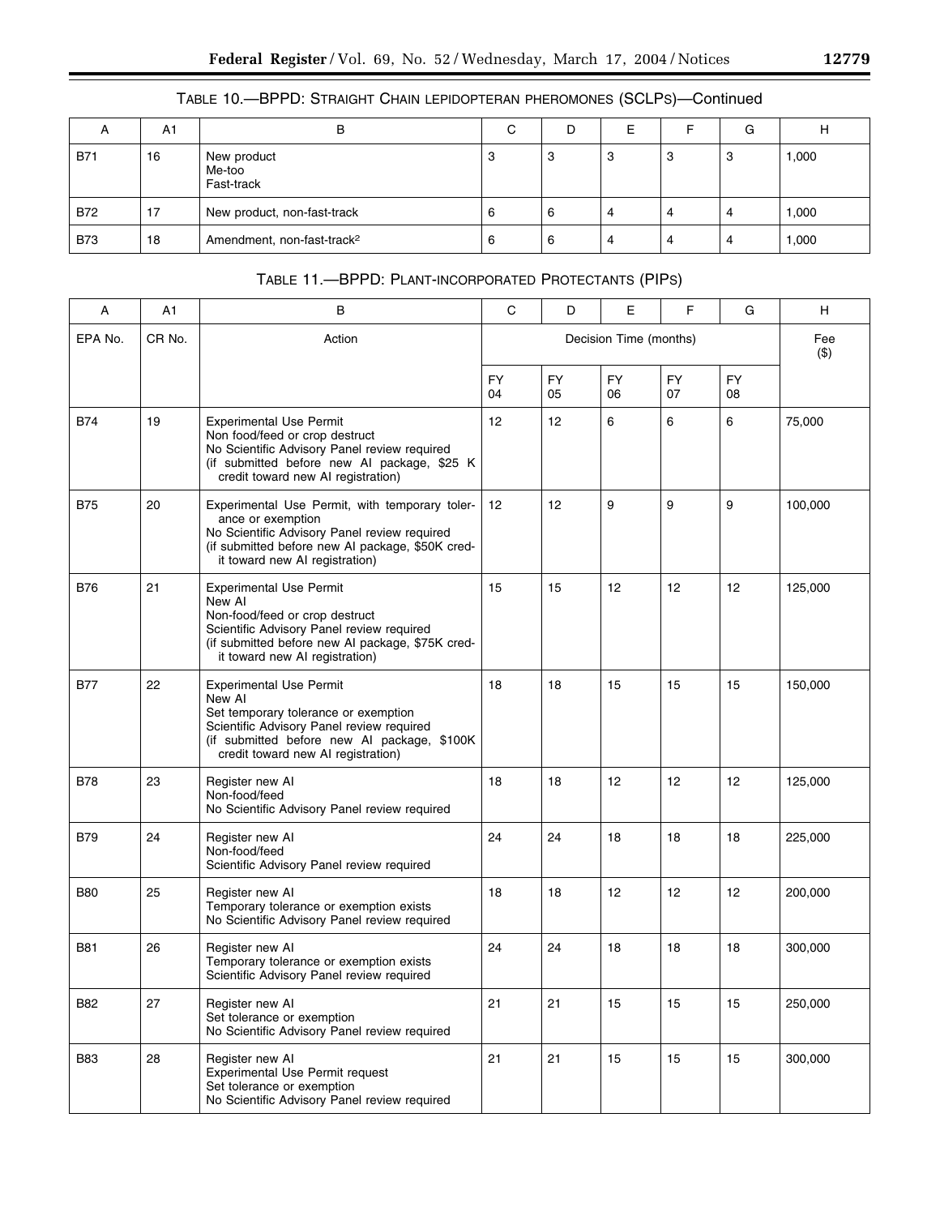TABLE 10.—BPPD: STRAIGHT CHAIN LEPIDOPTERAN PHEROMONES (SCLPS)—Continued

| A | A1 | B | C | D | E | F | G | H |
|---|---|---|---|---|---|---|---|---|
| B71 | 16 | New product<br>Me-too<br>Fast-track | 3 | 3 | 3 | 3 | 3 | 1,000 |
| B72 | 17 | New product, non-fast-track | 6 | 6 | 4 | 4 | 4 | 1,000 |
| B73 | 18 | Amendment, non-fast-track[2] | 6 | 6 | 4 | 4 | 4 | 1,000 |

TABLE 11.—BPPD: PLANT-INCORPORATED PROTECTANTS (PIPS)

| A | A1 | B | C | D | E | F | G | H |
|---|---|---|---|---|---|---|---|---|
| EPA No. | CR No. | Action | Decision Time (months) | | | | | Fee ($) |
| | | | FY 04 | FY 05 | FY 06 | FY 07 | FY 08 | |
| B74 | 19 | Experimental Use Permit<br>Non food/feed or crop destruct<br>No Scientific Advisory Panel review required<br>(if submitted before new AI package, $25 K credit toward new AI registration) | 12 | 12 | 6 | 6 | 6 | 75,000 |
| B75 | 20 | Experimental Use Permit, with temporary tolerance or exemption<br>No Scientific Advisory Panel review required<br>(if submitted before new AI package, $50K credit toward new AI registration) | 12 | 12 | 9 | 9 | 9 | 100,000 |
| B76 | 21 | Experimental Use Permit<br>New AI<br>Non-food/feed or crop destruct<br>Scientific Advisory Panel review required<br>(if submitted before new AI package, $75K credit toward new AI registration) | 15 | 15 | 12 | 12 | 12 | 125,000 |
| B77 | 22 | Experimental Use Permit<br>New AI<br>Set temporary tolerance or exemption<br>Scientific Advisory Panel review required<br>(if submitted before new AI package, $100K credit toward new AI registration) | 18 | 18 | 15 | 15 | 15 | 150,000 |
| B78 | 23 | Register new AI<br>Non-food/feed<br>No Scientific Advisory Panel review required | 18 | 18 | 12 | 12 | 12 | 125,000 |
| B79 | 24 | Register new AI<br>Non-food/feed<br>Scientific Advisory Panel review required | 24 | 24 | 18 | 18 | 18 | 225,000 |
| B80 | 25 | Register new AI<br>Temporary tolerance or exemption exists<br>No Scientific Advisory Panel review required | 18 | 18 | 12 | 12 | 12 | 200,000 |
| B81 | 26 | Register new AI<br>Temporary tolerance or exemption exists<br>Scientific Advisory Panel review required | 24 | 24 | 18 | 18 | 18 | 300,000 |
| B82 | 27 | Register new AI<br>Set tolerance or exemption<br>No Scientific Advisory Panel review required | 21 | 21 | 15 | 15 | 15 | 250,000 |
| B83 | 28 | Register new AI<br>Experimental Use Permit request<br>Set tolerance or exemption<br>No Scientific Advisory Panel review required | 21 | 21 | 15 | 15 | 15 | 300,000 |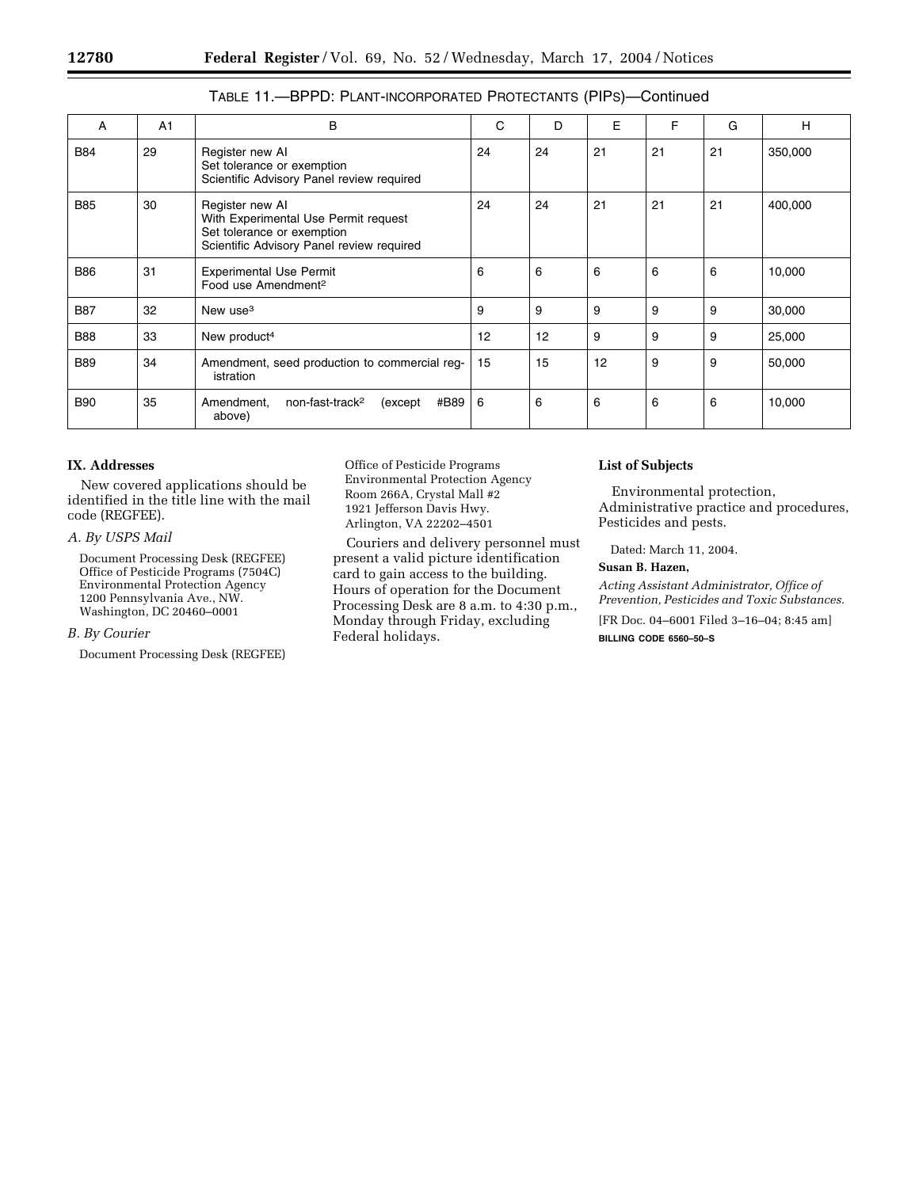TABLE 11.—BPPD: PLANT-INCORPORATED PROTECTANTS (PIPS)—Continued

| A | A1 | B | C | D | E | F | G | H |
|---|---|---|---|---|---|---|---|---|
| B84 | 29 | Register new AI<br>Set tolerance or exemption<br>Scientific Advisory Panel review required | 24 | 24 | 21 | 21 | 21 | 350,000 |
| B85 | 30 | Register new AI<br>With Experimental Use Permit request<br>Set tolerance or exemption<br>Scientific Advisory Panel review required | 24 | 24 | 21 | 21 | 21 | 400,000 |
| B86 | 31 | Experimental Use Permit<br>Food use Amendment[2] | 6 | 6 | 6 | 6 | 6 | 10,000 |
| B87 | 32 | New use[3] | 9 | 9 | 9 | 9 | 9 | 30,000 |
| B88 | 33 | New product[4] | 12 | 12 | 9 | 9 | 9 | 25,000 |
| B89 | 34 | Amendment, seed production to commercial registration | 15 | 15 | 12 | 9 | 9 | 50,000 |
| B90 | 35 | Amendment, non-fast-track[2] (except #B89 above) | 6 | 6 | 6 | 6 | 6 | 10,000 |

## IX. Addresses

New covered applications should be identified in the title line with the mail code (REGFEE).

*A. By USPS Mail*

Document Processing Desk (REGFEE)
Office of Pesticide Programs (7504C)
Environmental Protection Agency
1200 Pennsylvania Ave., NW.
Washington, DC 20460–0001

*B. By Courier*

Document Processing Desk (REGFEE)
Office of Pesticide Programs
Environmental Protection Agency
Room 266A, Crystal Mall #2
1921 Jefferson Davis Hwy.
Arlington, VA 22202–4501

Couriers and delivery personnel must present a valid picture identification card to gain access to the building. Hours of operation for the Document Processing Desk are 8 a.m. to 4:30 p.m., Monday through Friday, excluding Federal holidays.

## List of Subjects

Environmental protection, Administrative practice and procedures, Pesticides and pests.

Dated: March 11, 2004.

**Susan B. Hazen,**

*Acting Assistant Administrator, Office of Prevention, Pesticides and Toxic Substances.*

[FR Doc. 04–6001 Filed 3–16–04; 8:45 am]

**BILLING CODE 6560–50–S**